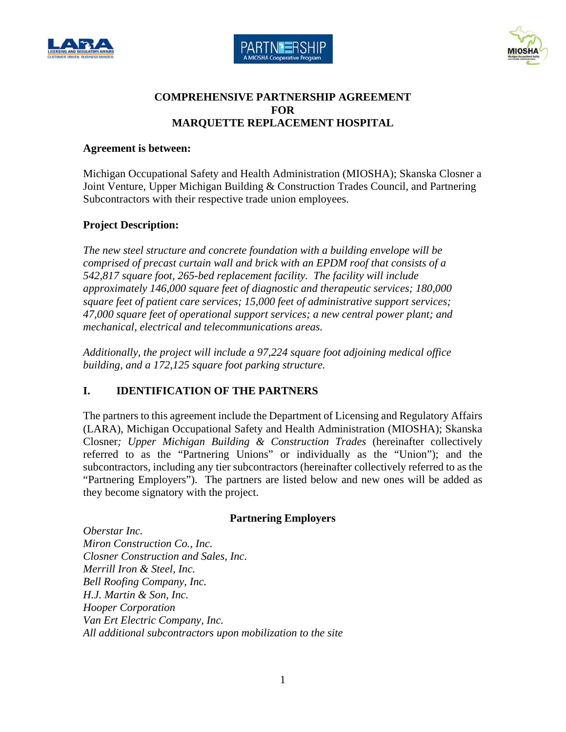# COMPREHENSIVE PARTNERSHIP AGREEMENT
# FOR
# MARQUETTE REPLACEMENT HOSPITAL

**Agreement is between:**

Michigan Occupational Safety and Health Administration (MIOSHA); Skanska Closner a Joint Venture, Upper Michigan Building & Construction Trades Council, and Partnering Subcontractors with their respective trade union employees.

**Project Description:**

*The new steel structure and concrete foundation with a building envelope will be comprised of precast curtain wall and brick with an EPDM roof that consists of a 542,817 square foot, 265-bed replacement facility. The facility will include approximately 146,000 square feet of diagnostic and therapeutic services; 180,000 square feet of patient care services; 15,000 feet of administrative support services; 47,000 square feet of operational support services; a new central power plant; and mechanical, electrical and telecommunications areas.*

*Additionally, the project will include a 97,224 square foot adjoining medical office building, and a 172,125 square foot parking structure.*

## I. IDENTIFICATION OF THE PARTNERS

The partners to this agreement include the Department of Licensing and Regulatory Affairs (LARA), Michigan Occupational Safety and Health Administration (MIOSHA); Skanska Closner*; Upper Michigan Building & Construction Trades* (hereinafter collectively referred to as the "Partnering Unions" or individually as the "Union"); and the subcontractors, including any tier subcontractors (hereinafter collectively referred to as the "Partnering Employers"). The partners are listed below and new ones will be added as they become signatory with the project.

**Partnering Employers**

*Oberstar Inc.*
*Miron Construction Co., Inc.*
*Closner Construction and Sales, Inc.*
*Merrill Iron & Steel, Inc.*
*Bell Roofing Company, Inc.*
*H.J. Martin & Son, Inc.*
*Hooper Corporation*
*Van Ert Electric Company, Inc.*
*All additional subcontractors upon mobilization to the site*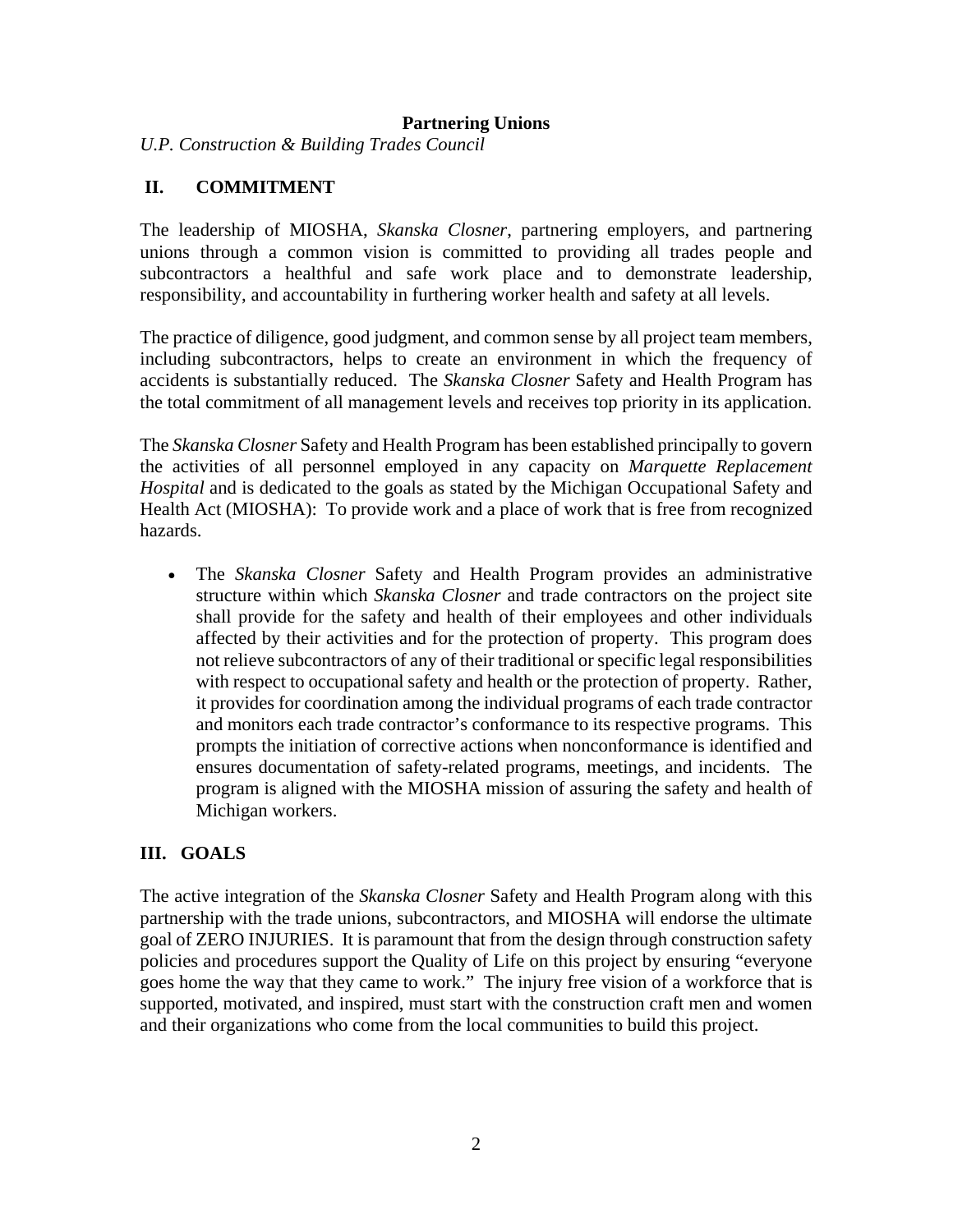**Partnering Unions**

*U.P. Construction & Building Trades Council*

## II. COMMITMENT

The leadership of MIOSHA, *Skanska Closner*, partnering employers, and partnering unions through a common vision is committed to providing all trades people and subcontractors a healthful and safe work place and to demonstrate leadership, responsibility, and accountability in furthering worker health and safety at all levels.

The practice of diligence, good judgment, and common sense by all project team members, including subcontractors, helps to create an environment in which the frequency of accidents is substantially reduced. The *Skanska Closner* Safety and Health Program has the total commitment of all management levels and receives top priority in its application.

The *Skanska Closner* Safety and Health Program has been established principally to govern the activities of all personnel employed in any capacity on *Marquette Replacement Hospital* and is dedicated to the goals as stated by the Michigan Occupational Safety and Health Act (MIOSHA): To provide work and a place of work that is free from recognized hazards.

- The *Skanska Closner* Safety and Health Program provides an administrative structure within which *Skanska Closner* and trade contractors on the project site shall provide for the safety and health of their employees and other individuals affected by their activities and for the protection of property. This program does not relieve subcontractors of any of their traditional or specific legal responsibilities with respect to occupational safety and health or the protection of property. Rather, it provides for coordination among the individual programs of each trade contractor and monitors each trade contractor's conformance to its respective programs. This prompts the initiation of corrective actions when nonconformance is identified and ensures documentation of safety-related programs, meetings, and incidents. The program is aligned with the MIOSHA mission of assuring the safety and health of Michigan workers.

## III. GOALS

The active integration of the *Skanska Closner* Safety and Health Program along with this partnership with the trade unions, subcontractors, and MIOSHA will endorse the ultimate goal of ZERO INJURIES. It is paramount that from the design through construction safety policies and procedures support the Quality of Life on this project by ensuring "everyone goes home the way that they came to work." The injury free vision of a workforce that is supported, motivated, and inspired, must start with the construction craft men and women and their organizations who come from the local communities to build this project.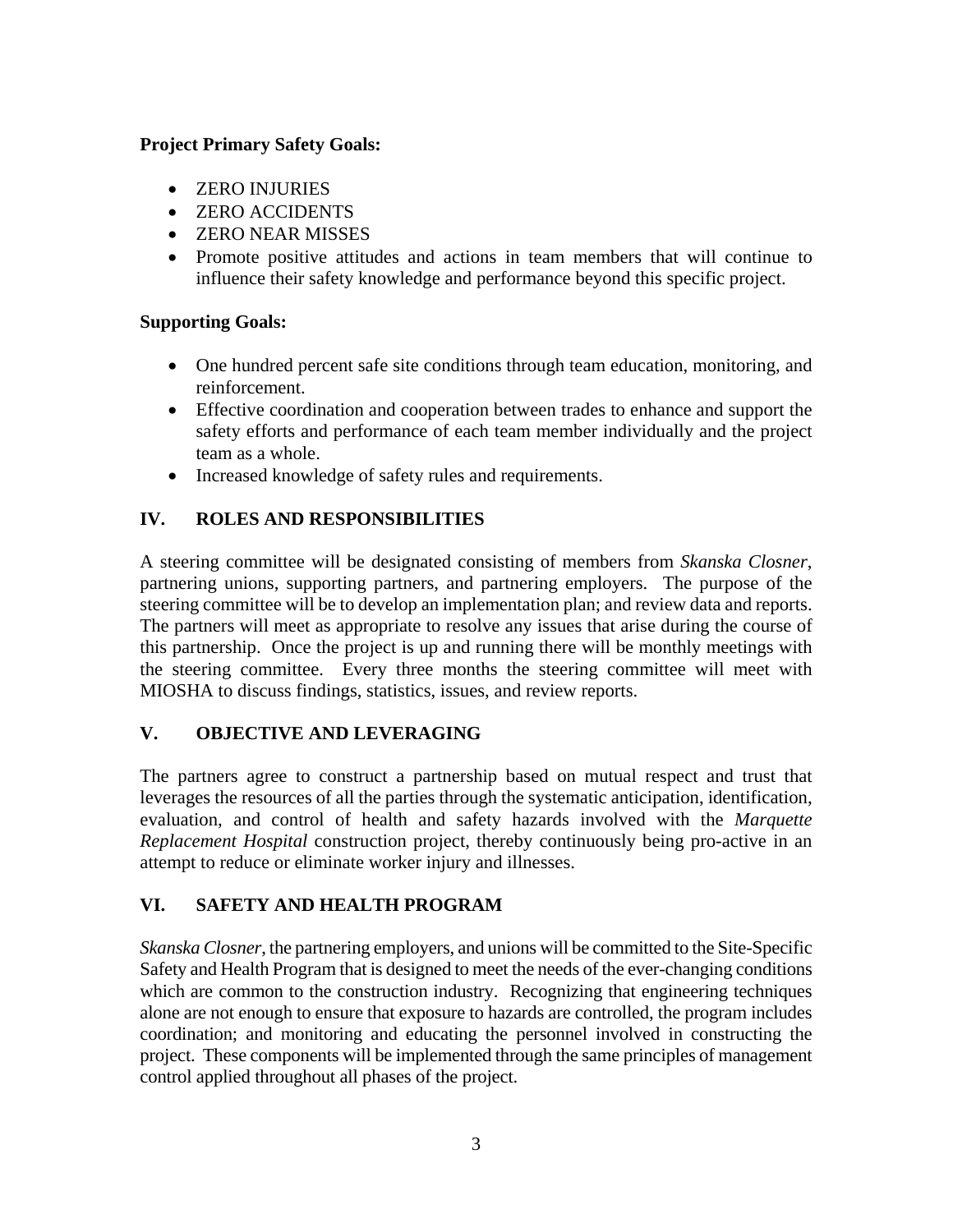**Project Primary Safety Goals:**

- ZERO INJURIES
- ZERO ACCIDENTS
- ZERO NEAR MISSES
- Promote positive attitudes and actions in team members that will continue to influence their safety knowledge and performance beyond this specific project.

**Supporting Goals:**

- One hundred percent safe site conditions through team education, monitoring, and reinforcement.
- Effective coordination and cooperation between trades to enhance and support the safety efforts and performance of each team member individually and the project team as a whole.
- Increased knowledge of safety rules and requirements.

## IV. ROLES AND RESPONSIBILITIES

A steering committee will be designated consisting of members from *Skanska Closner*, partnering unions, supporting partners, and partnering employers. The purpose of the steering committee will be to develop an implementation plan; and review data and reports. The partners will meet as appropriate to resolve any issues that arise during the course of this partnership. Once the project is up and running there will be monthly meetings with the steering committee. Every three months the steering committee will meet with MIOSHA to discuss findings, statistics, issues, and review reports.

## V. OBJECTIVE AND LEVERAGING

The partners agree to construct a partnership based on mutual respect and trust that leverages the resources of all the parties through the systematic anticipation, identification, evaluation, and control of health and safety hazards involved with the *Marquette Replacement Hospital* construction project, thereby continuously being pro-active in an attempt to reduce or eliminate worker injury and illnesses.

## VI. SAFETY AND HEALTH PROGRAM

*Skanska Closner*, the partnering employers, and unions will be committed to the Site-Specific Safety and Health Program that is designed to meet the needs of the ever-changing conditions which are common to the construction industry. Recognizing that engineering techniques alone are not enough to ensure that exposure to hazards are controlled, the program includes coordination; and monitoring and educating the personnel involved in constructing the project. These components will be implemented through the same principles of management control applied throughout all phases of the project.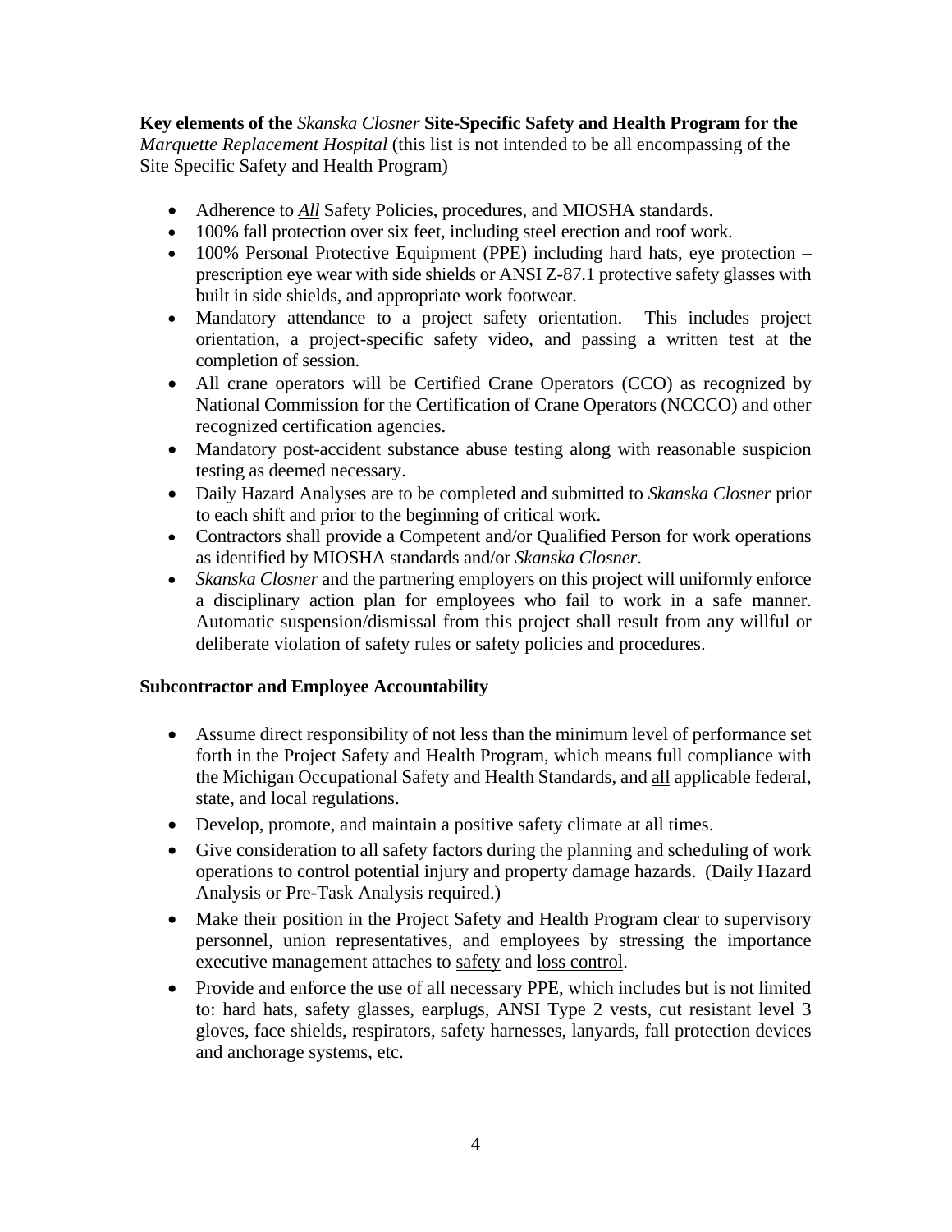**Key elements of the** *Skanska Closner* **Site-Specific Safety and Health Program for the** *Marquette Replacement Hospital* (this list is not intended to be all encompassing of the Site Specific Safety and Health Program)

- Adherence to ***All*** Safety Policies, procedures, and MIOSHA standards.
- 100% fall protection over six feet, including steel erection and roof work.
- 100% Personal Protective Equipment (PPE) including hard hats, eye protection – prescription eye wear with side shields or ANSI Z-87.1 protective safety glasses with built in side shields, and appropriate work footwear.
- Mandatory attendance to a project safety orientation. This includes project orientation, a project-specific safety video, and passing a written test at the completion of session.
- All crane operators will be Certified Crane Operators (CCO) as recognized by National Commission for the Certification of Crane Operators (NCCCO) and other recognized certification agencies.
- Mandatory post-accident substance abuse testing along with reasonable suspicion testing as deemed necessary.
- Daily Hazard Analyses are to be completed and submitted to *Skanska Closner* prior to each shift and prior to the beginning of critical work.
- Contractors shall provide a Competent and/or Qualified Person for work operations as identified by MIOSHA standards and/or *Skanska Closner*.
- *Skanska Closner* and the partnering employers on this project will uniformly enforce a disciplinary action plan for employees who fail to work in a safe manner. Automatic suspension/dismissal from this project shall result from any willful or deliberate violation of safety rules or safety policies and procedures.

**Subcontractor and Employee Accountability**

- Assume direct responsibility of not less than the minimum level of performance set forth in the Project Safety and Health Program, which means full compliance with the Michigan Occupational Safety and Health Standards, and all applicable federal, state, and local regulations.
- Develop, promote, and maintain a positive safety climate at all times.
- Give consideration to all safety factors during the planning and scheduling of work operations to control potential injury and property damage hazards. (Daily Hazard Analysis or Pre-Task Analysis required.)
- Make their position in the Project Safety and Health Program clear to supervisory personnel, union representatives, and employees by stressing the importance executive management attaches to safety and loss control.
- Provide and enforce the use of all necessary PPE, which includes but is not limited to: hard hats, safety glasses, earplugs, ANSI Type 2 vests, cut resistant level 3 gloves, face shields, respirators, safety harnesses, lanyards, fall protection devices and anchorage systems, etc.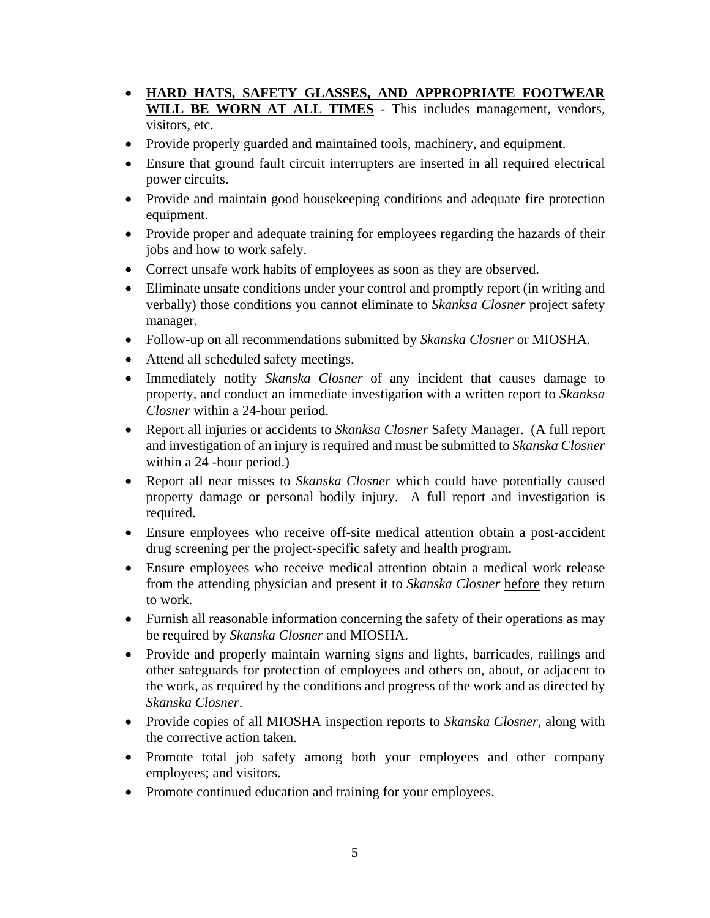- **<u>HARD HATS, SAFETY GLASSES, AND APPROPRIATE FOOTWEAR WILL BE WORN AT ALL TIMES</u>** - This includes management, vendors, visitors, etc.
- Provide properly guarded and maintained tools, machinery, and equipment.
- Ensure that ground fault circuit interrupters are inserted in all required electrical power circuits.
- Provide and maintain good housekeeping conditions and adequate fire protection equipment.
- Provide proper and adequate training for employees regarding the hazards of their jobs and how to work safely.
- Correct unsafe work habits of employees as soon as they are observed.
- Eliminate unsafe conditions under your control and promptly report (in writing and verbally) those conditions you cannot eliminate to *Skanksa Closner* project safety manager.
- Follow-up on all recommendations submitted by *Skanska Closner* or MIOSHA.
- Attend all scheduled safety meetings.
- Immediately notify *Skanska Closner* of any incident that causes damage to property, and conduct an immediate investigation with a written report to *Skanksa Closner* within a 24-hour period.
- Report all injuries or accidents to *Skanksa Closner* Safety Manager. (A full report and investigation of an injury is required and must be submitted to *Skanska Closner* within a 24 -hour period.)
- Report all near misses to *Skanska Closner* which could have potentially caused property damage or personal bodily injury. A full report and investigation is required.
- Ensure employees who receive off-site medical attention obtain a post-accident drug screening per the project-specific safety and health program.
- Ensure employees who receive medical attention obtain a medical work release from the attending physician and present it to *Skanska Closner* <u>before</u> they return to work.
- Furnish all reasonable information concerning the safety of their operations as may be required by *Skanska Closner* and MIOSHA.
- Provide and properly maintain warning signs and lights, barricades, railings and other safeguards for protection of employees and others on, about, or adjacent to the work, as required by the conditions and progress of the work and as directed by *Skanska Closner*.
- Provide copies of all MIOSHA inspection reports to *Skanska Closner*, along with the corrective action taken.
- Promote total job safety among both your employees and other company employees; and visitors.
- Promote continued education and training for your employees.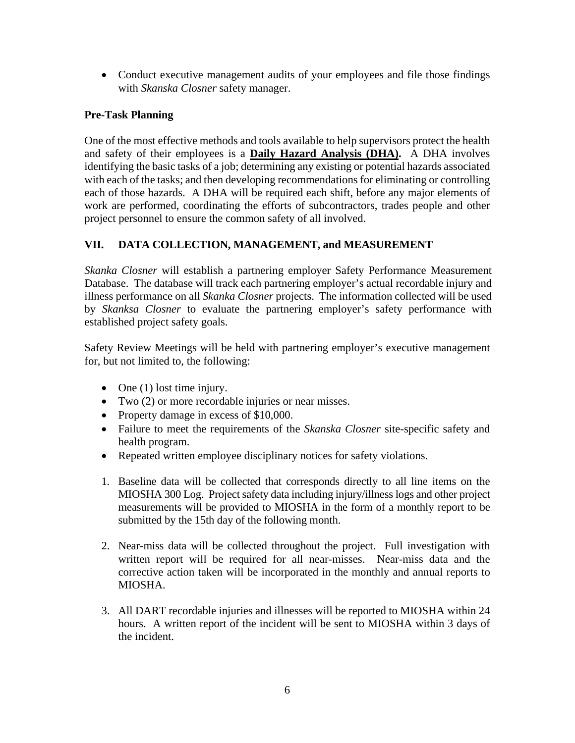- Conduct executive management audits of your employees and file those findings with *Skanska Closner* safety manager.

**Pre-Task Planning**

One of the most effective methods and tools available to help supervisors protect the health and safety of their employees is a **<u>Daily Hazard Analysis (DHA)</u>.** A DHA involves identifying the basic tasks of a job; determining any existing or potential hazards associated with each of the tasks; and then developing recommendations for eliminating or controlling each of those hazards. A DHA will be required each shift, before any major elements of work are performed, coordinating the efforts of subcontractors, trades people and other project personnel to ensure the common safety of all involved.

## VII. DATA COLLECTION, MANAGEMENT, and MEASUREMENT

*Skanka Closner* will establish a partnering employer Safety Performance Measurement Database. The database will track each partnering employer's actual recordable injury and illness performance on all *Skanka Closner* projects. The information collected will be used by *Skanksa Closner* to evaluate the partnering employer's safety performance with established project safety goals.

Safety Review Meetings will be held with partnering employer's executive management for, but not limited to, the following:

- One (1) lost time injury.
- Two (2) or more recordable injuries or near misses.
- Property damage in excess of $10,000.
- Failure to meet the requirements of the *Skanska Closner* site-specific safety and health program.
- Repeated written employee disciplinary notices for safety violations.

1. Baseline data will be collected that corresponds directly to all line items on the MIOSHA 300 Log. Project safety data including injury/illness logs and other project measurements will be provided to MIOSHA in the form of a monthly report to be submitted by the 15th day of the following month.

2. Near-miss data will be collected throughout the project. Full investigation with written report will be required for all near-misses. Near-miss data and the corrective action taken will be incorporated in the monthly and annual reports to MIOSHA.

3. All DART recordable injuries and illnesses will be reported to MIOSHA within 24 hours. A written report of the incident will be sent to MIOSHA within 3 days of the incident.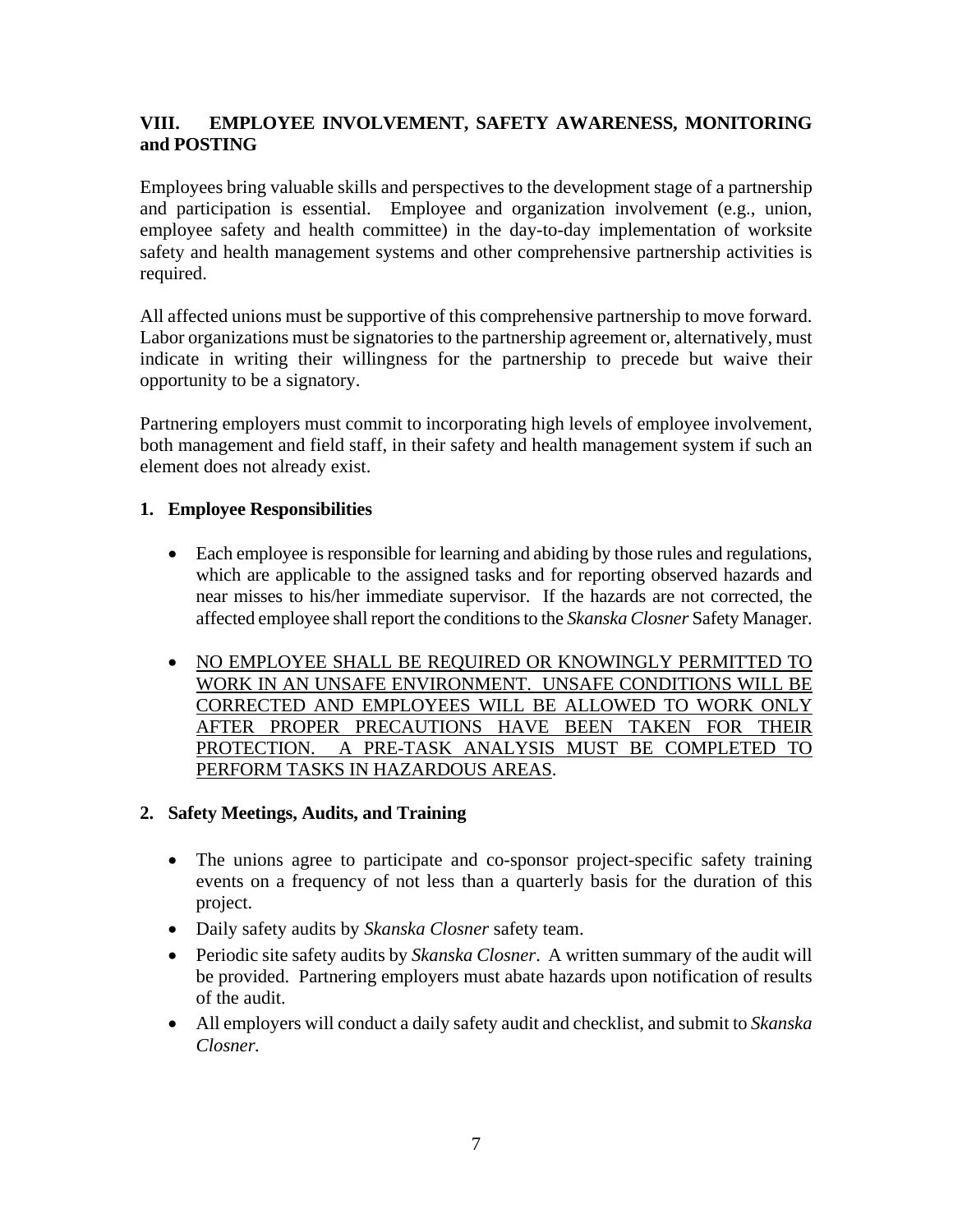## VIII. EMPLOYEE INVOLVEMENT, SAFETY AWARENESS, MONITORING and POSTING

Employees bring valuable skills and perspectives to the development stage of a partnership and participation is essential. Employee and organization involvement (e.g., union, employee safety and health committee) in the day-to-day implementation of worksite safety and health management systems and other comprehensive partnership activities is required.

All affected unions must be supportive of this comprehensive partnership to move forward. Labor organizations must be signatories to the partnership agreement or, alternatively, must indicate in writing their willingness for the partnership to precede but waive their opportunity to be a signatory.

Partnering employers must commit to incorporating high levels of employee involvement, both management and field staff, in their safety and health management system if such an element does not already exist.

### 1. Employee Responsibilities

- Each employee is responsible for learning and abiding by those rules and regulations, which are applicable to the assigned tasks and for reporting observed hazards and near misses to his/her immediate supervisor. If the hazards are not corrected, the affected employee shall report the conditions to the *Skanska Closner* Safety Manager.
- <u>NO EMPLOYEE SHALL BE REQUIRED OR KNOWINGLY PERMITTED TO WORK IN AN UNSAFE ENVIRONMENT. UNSAFE CONDITIONS WILL BE CORRECTED AND EMPLOYEES WILL BE ALLOWED TO WORK ONLY AFTER PROPER PRECAUTIONS HAVE BEEN TAKEN FOR THEIR PROTECTION. A PRE-TASK ANALYSIS MUST BE COMPLETED TO PERFORM TASKS IN HAZARDOUS AREAS</u>.

### 2. Safety Meetings, Audits, and Training

- The unions agree to participate and co-sponsor project-specific safety training events on a frequency of not less than a quarterly basis for the duration of this project.
- Daily safety audits by *Skanska Closner* safety team.
- Periodic site safety audits by *Skanska Closner*. A written summary of the audit will be provided. Partnering employers must abate hazards upon notification of results of the audit.
- All employers will conduct a daily safety audit and checklist, and submit to *Skanska Closner.*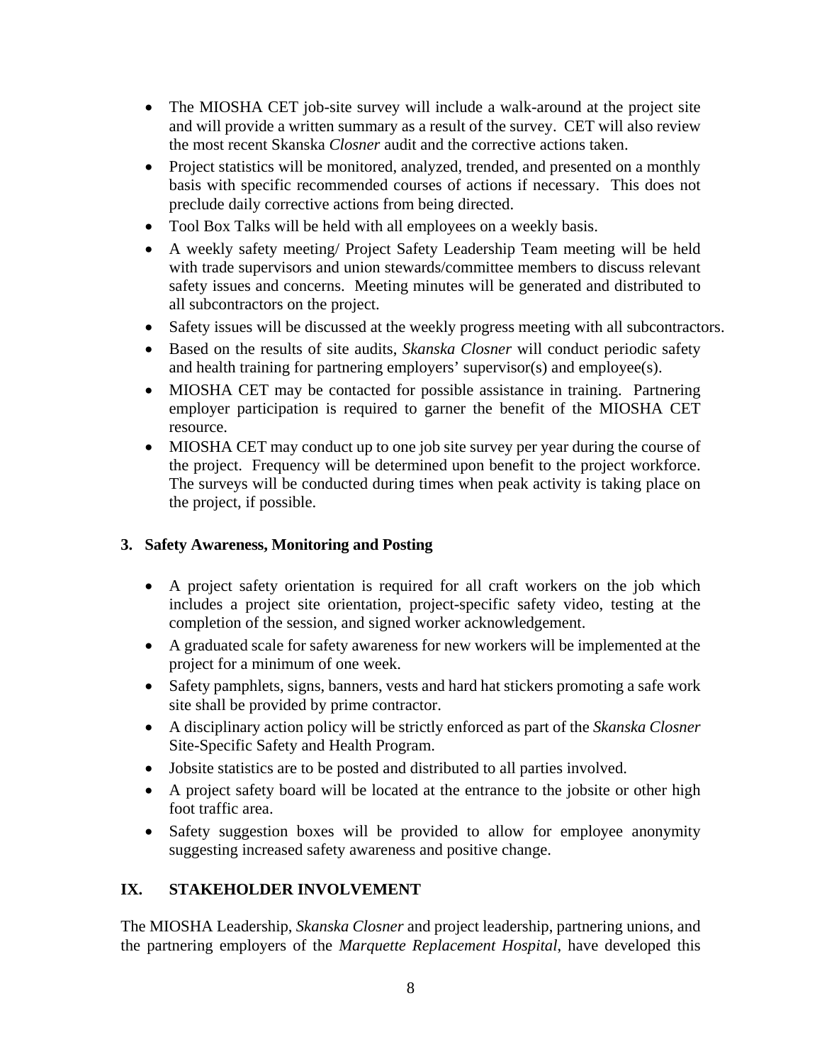- The MIOSHA CET job-site survey will include a walk-around at the project site and will provide a written summary as a result of the survey. CET will also review the most recent Skanska *Closner* audit and the corrective actions taken.
- Project statistics will be monitored, analyzed, trended, and presented on a monthly basis with specific recommended courses of actions if necessary. This does not preclude daily corrective actions from being directed.
- Tool Box Talks will be held with all employees on a weekly basis.
- A weekly safety meeting/ Project Safety Leadership Team meeting will be held with trade supervisors and union stewards/committee members to discuss relevant safety issues and concerns. Meeting minutes will be generated and distributed to all subcontractors on the project.
- Safety issues will be discussed at the weekly progress meeting with all subcontractors.
- Based on the results of site audits, *Skanska Closner* will conduct periodic safety and health training for partnering employers' supervisor(s) and employee(s).
- MIOSHA CET may be contacted for possible assistance in training. Partnering employer participation is required to garner the benefit of the MIOSHA CET resource.
- MIOSHA CET may conduct up to one job site survey per year during the course of the project. Frequency will be determined upon benefit to the project workforce. The surveys will be conducted during times when peak activity is taking place on the project, if possible.

**3. Safety Awareness, Monitoring and Posting**

- A project safety orientation is required for all craft workers on the job which includes a project site orientation, project-specific safety video, testing at the completion of the session, and signed worker acknowledgement.
- A graduated scale for safety awareness for new workers will be implemented at the project for a minimum of one week.
- Safety pamphlets, signs, banners, vests and hard hat stickers promoting a safe work site shall be provided by prime contractor.
- A disciplinary action policy will be strictly enforced as part of the *Skanska Closner* Site-Specific Safety and Health Program.
- Jobsite statistics are to be posted and distributed to all parties involved.
- A project safety board will be located at the entrance to the jobsite or other high foot traffic area.
- Safety suggestion boxes will be provided to allow for employee anonymity suggesting increased safety awareness and positive change.

## IX. STAKEHOLDER INVOLVEMENT

The MIOSHA Leadership, *Skanska Closner* and project leadership, partnering unions, and the partnering employers of the *Marquette Replacement Hospital*, have developed this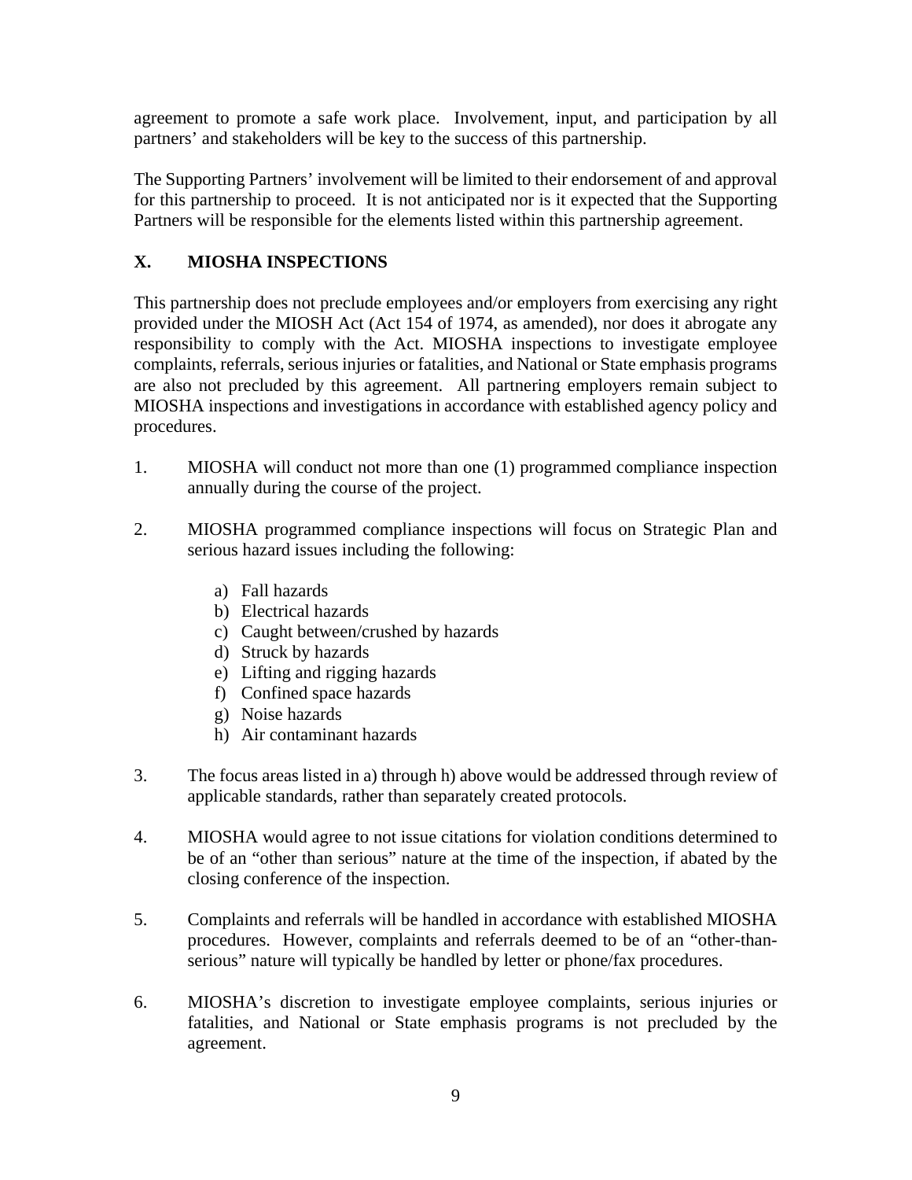agreement to promote a safe work place. Involvement, input, and participation by all partners' and stakeholders will be key to the success of this partnership.

The Supporting Partners' involvement will be limited to their endorsement of and approval for this partnership to proceed. It is not anticipated nor is it expected that the Supporting Partners will be responsible for the elements listed within this partnership agreement.

## X. MIOSHA INSPECTIONS

This partnership does not preclude employees and/or employers from exercising any right provided under the MIOSH Act (Act 154 of 1974, as amended), nor does it abrogate any responsibility to comply with the Act. MIOSHA inspections to investigate employee complaints, referrals, serious injuries or fatalities, and National or State emphasis programs are also not precluded by this agreement. All partnering employers remain subject to MIOSHA inspections and investigations in accordance with established agency policy and procedures.

1. MIOSHA will conduct not more than one (1) programmed compliance inspection annually during the course of the project.

2. MIOSHA programmed compliance inspections will focus on Strategic Plan and serious hazard issues including the following:

   a) Fall hazards
   b) Electrical hazards
   c) Caught between/crushed by hazards
   d) Struck by hazards
   e) Lifting and rigging hazards
   f) Confined space hazards
   g) Noise hazards
   h) Air contaminant hazards

3. The focus areas listed in a) through h) above would be addressed through review of applicable standards, rather than separately created protocols.

4. MIOSHA would agree to not issue citations for violation conditions determined to be of an "other than serious" nature at the time of the inspection, if abated by the closing conference of the inspection.

5. Complaints and referrals will be handled in accordance with established MIOSHA procedures. However, complaints and referrals deemed to be of an "other-than-serious" nature will typically be handled by letter or phone/fax procedures.

6. MIOSHA's discretion to investigate employee complaints, serious injuries or fatalities, and National or State emphasis programs is not precluded by the agreement.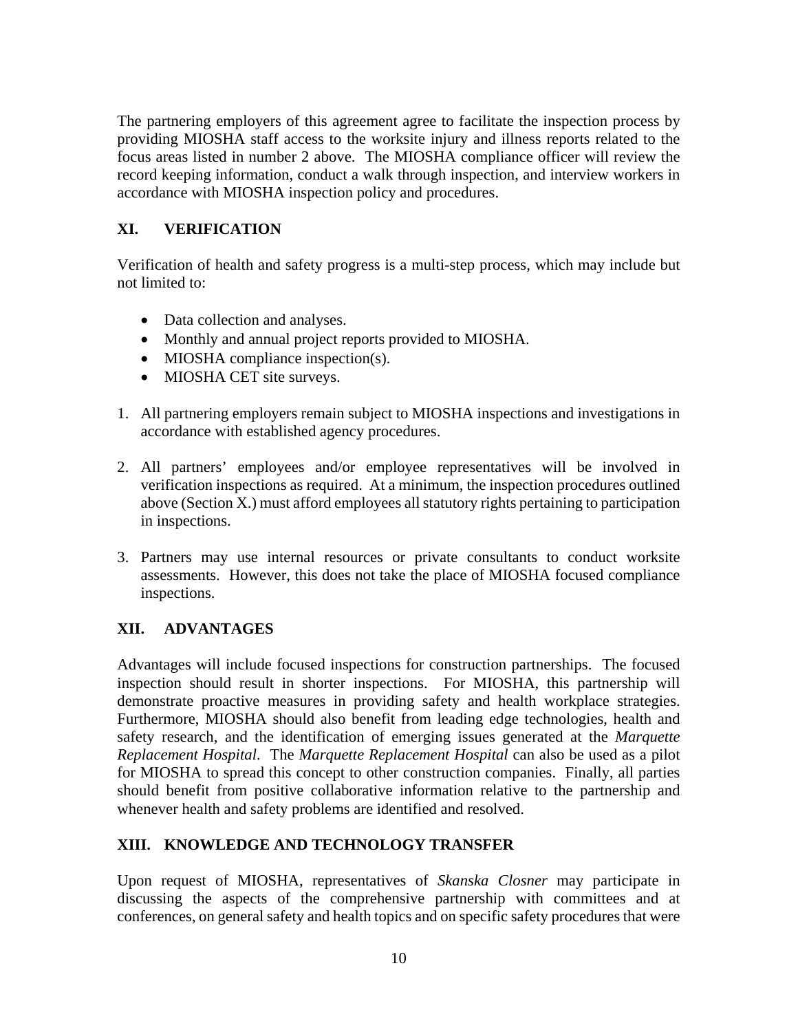The partnering employers of this agreement agree to facilitate the inspection process by providing MIOSHA staff access to the worksite injury and illness reports related to the focus areas listed in number 2 above. The MIOSHA compliance officer will review the record keeping information, conduct a walk through inspection, and interview workers in accordance with MIOSHA inspection policy and procedures.

## XI. VERIFICATION

Verification of health and safety progress is a multi-step process, which may include but not limited to:

- Data collection and analyses.
- Monthly and annual project reports provided to MIOSHA.
- MIOSHA compliance inspection(s).
- MIOSHA CET site surveys.

1. All partnering employers remain subject to MIOSHA inspections and investigations in accordance with established agency procedures.

2. All partners' employees and/or employee representatives will be involved in verification inspections as required. At a minimum, the inspection procedures outlined above (Section X.) must afford employees all statutory rights pertaining to participation in inspections.

3. Partners may use internal resources or private consultants to conduct worksite assessments. However, this does not take the place of MIOSHA focused compliance inspections.

## XII. ADVANTAGES

Advantages will include focused inspections for construction partnerships. The focused inspection should result in shorter inspections. For MIOSHA, this partnership will demonstrate proactive measures in providing safety and health workplace strategies. Furthermore, MIOSHA should also benefit from leading edge technologies, health and safety research, and the identification of emerging issues generated at the *Marquette Replacement Hospital*. The *Marquette Replacement Hospital* can also be used as a pilot for MIOSHA to spread this concept to other construction companies. Finally, all parties should benefit from positive collaborative information relative to the partnership and whenever health and safety problems are identified and resolved.

## XIII. KNOWLEDGE AND TECHNOLOGY TRANSFER

Upon request of MIOSHA, representatives of *Skanska Closner* may participate in discussing the aspects of the comprehensive partnership with committees and at conferences, on general safety and health topics and on specific safety procedures that were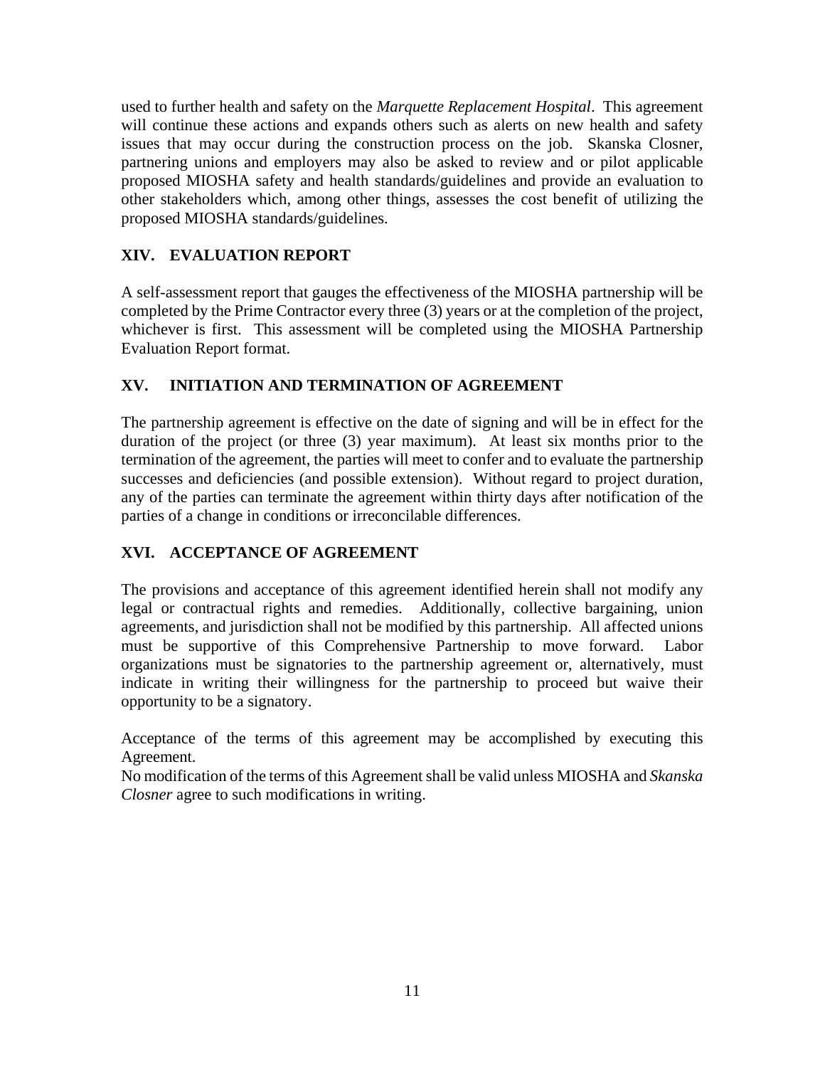used to further health and safety on the *Marquette Replacement Hospital*. This agreement will continue these actions and expands others such as alerts on new health and safety issues that may occur during the construction process on the job. Skanska Closner, partnering unions and employers may also be asked to review and or pilot applicable proposed MIOSHA safety and health standards/guidelines and provide an evaluation to other stakeholders which, among other things, assesses the cost benefit of utilizing the proposed MIOSHA standards/guidelines.

## XIV. EVALUATION REPORT

A self-assessment report that gauges the effectiveness of the MIOSHA partnership will be completed by the Prime Contractor every three (3) years or at the completion of the project, whichever is first. This assessment will be completed using the MIOSHA Partnership Evaluation Report format.

## XV. INITIATION AND TERMINATION OF AGREEMENT

The partnership agreement is effective on the date of signing and will be in effect for the duration of the project (or three (3) year maximum). At least six months prior to the termination of the agreement, the parties will meet to confer and to evaluate the partnership successes and deficiencies (and possible extension). Without regard to project duration, any of the parties can terminate the agreement within thirty days after notification of the parties of a change in conditions or irreconcilable differences.

## XVI. ACCEPTANCE OF AGREEMENT

The provisions and acceptance of this agreement identified herein shall not modify any legal or contractual rights and remedies. Additionally, collective bargaining, union agreements, and jurisdiction shall not be modified by this partnership. All affected unions must be supportive of this Comprehensive Partnership to move forward. Labor organizations must be signatories to the partnership agreement or, alternatively, must indicate in writing their willingness for the partnership to proceed but waive their opportunity to be a signatory.

Acceptance of the terms of this agreement may be accomplished by executing this Agreement.
No modification of the terms of this Agreement shall be valid unless MIOSHA and *Skanska Closner* agree to such modifications in writing.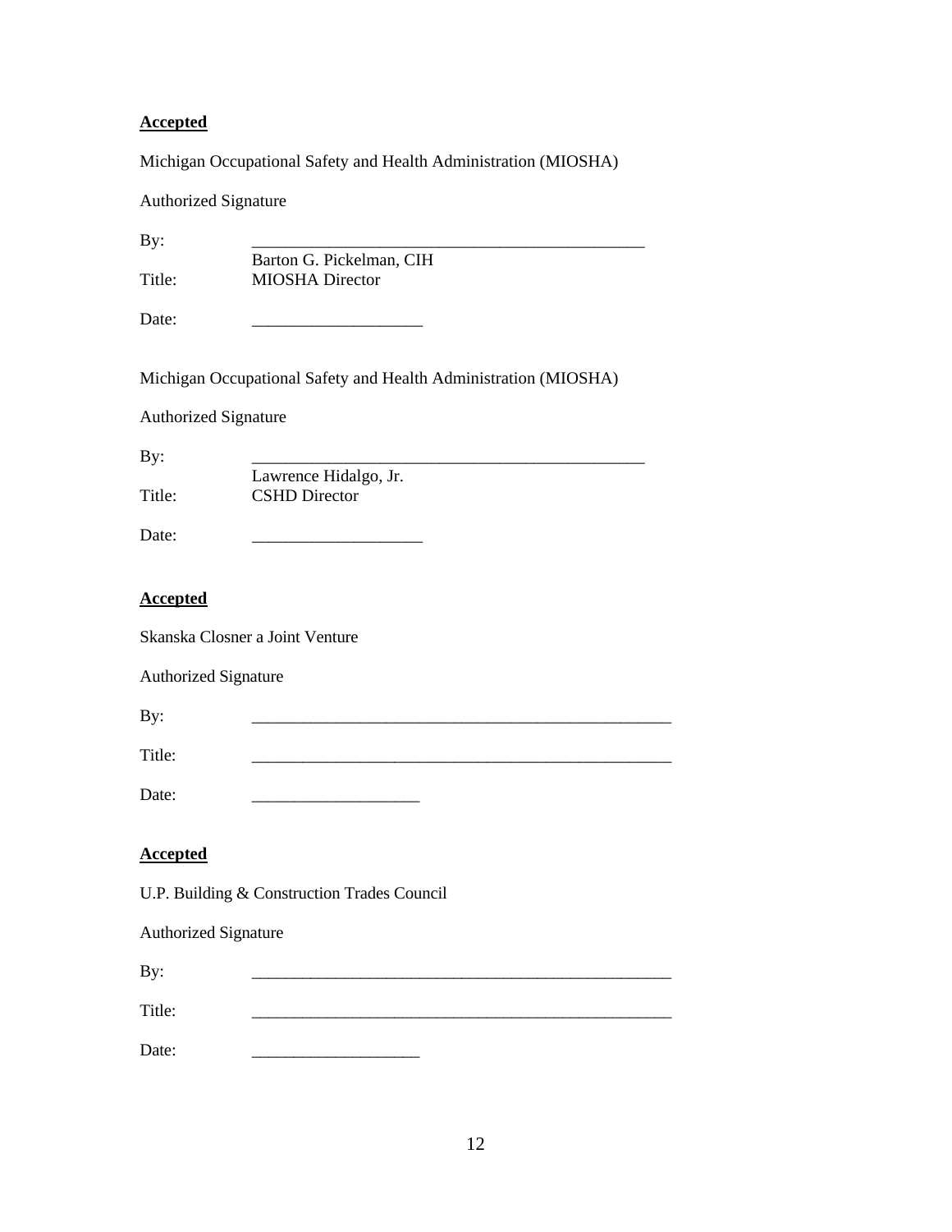**Accepted**

Michigan Occupational Safety and Health Administration (MIOSHA)

Authorized Signature

By: ________________________________________________
Barton G. Pickelman, CIH

Title: MIOSHA Director

Date: ____________________

Michigan Occupational Safety and Health Administration (MIOSHA)

Authorized Signature

By: ________________________________________________
Lawrence Hidalgo, Jr.

Title: CSHD Director

Date: ____________________

**Accepted**

Skanska Closner a Joint Venture

Authorized Signature

By: ___________________________________________________

Title: ___________________________________________________

Date: ____________________

**Accepted**

U.P. Building & Construction Trades Council

Authorized Signature

By: ___________________________________________________

Title: ___________________________________________________

Date: ____________________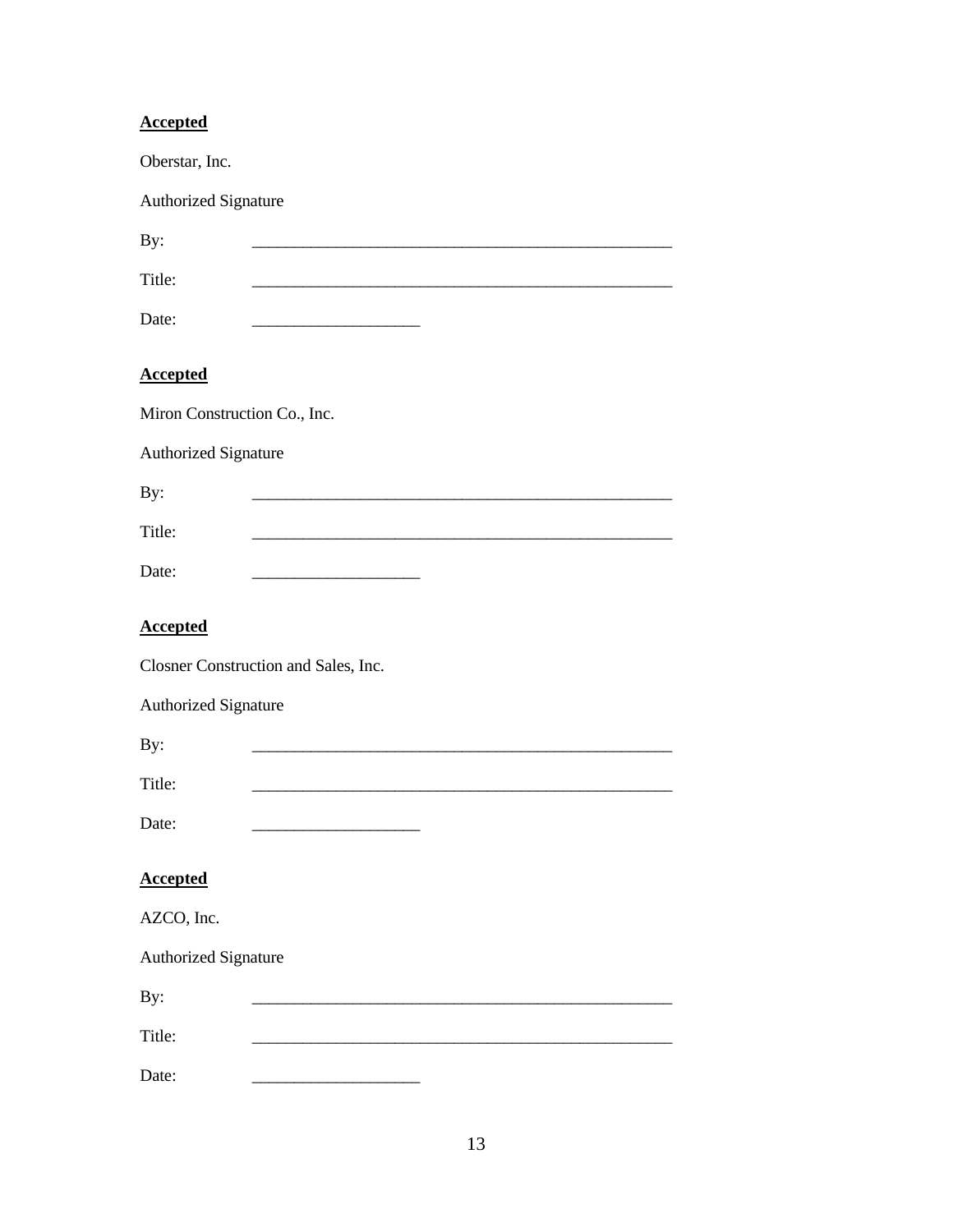**Accepted**

Oberstar, Inc.

Authorized Signature

By: \_\_\_\_\_\_\_\_\_\_\_\_\_\_\_\_\_\_\_\_\_\_\_\_\_\_\_\_\_\_\_\_\_\_\_\_\_\_\_\_\_\_\_\_\_\_\_\_\_\_\_

Title: \_\_\_\_\_\_\_\_\_\_\_\_\_\_\_\_\_\_\_\_\_\_\_\_\_\_\_\_\_\_\_\_\_\_\_\_\_\_\_\_\_\_\_\_\_\_\_\_\_\_\_

Date: \_\_\_\_\_\_\_\_\_\_\_\_\_\_\_\_\_\_\_\_

**Accepted**

Miron Construction Co., Inc.

Authorized Signature

By: \_\_\_\_\_\_\_\_\_\_\_\_\_\_\_\_\_\_\_\_\_\_\_\_\_\_\_\_\_\_\_\_\_\_\_\_\_\_\_\_\_\_\_\_\_\_\_\_\_\_\_

Title: \_\_\_\_\_\_\_\_\_\_\_\_\_\_\_\_\_\_\_\_\_\_\_\_\_\_\_\_\_\_\_\_\_\_\_\_\_\_\_\_\_\_\_\_\_\_\_\_\_\_\_

Date: \_\_\_\_\_\_\_\_\_\_\_\_\_\_\_\_\_\_\_\_

**Accepted**

Closner Construction and Sales, Inc.

Authorized Signature

By: \_\_\_\_\_\_\_\_\_\_\_\_\_\_\_\_\_\_\_\_\_\_\_\_\_\_\_\_\_\_\_\_\_\_\_\_\_\_\_\_\_\_\_\_\_\_\_\_\_\_\_

Title: \_\_\_\_\_\_\_\_\_\_\_\_\_\_\_\_\_\_\_\_\_\_\_\_\_\_\_\_\_\_\_\_\_\_\_\_\_\_\_\_\_\_\_\_\_\_\_\_\_\_\_

Date: \_\_\_\_\_\_\_\_\_\_\_\_\_\_\_\_\_\_\_\_

**Accepted**

AZCO, Inc.

Authorized Signature

By: \_\_\_\_\_\_\_\_\_\_\_\_\_\_\_\_\_\_\_\_\_\_\_\_\_\_\_\_\_\_\_\_\_\_\_\_\_\_\_\_\_\_\_\_\_\_\_\_\_\_\_

Title: \_\_\_\_\_\_\_\_\_\_\_\_\_\_\_\_\_\_\_\_\_\_\_\_\_\_\_\_\_\_\_\_\_\_\_\_\_\_\_\_\_\_\_\_\_\_\_\_\_\_\_

Date: \_\_\_\_\_\_\_\_\_\_\_\_\_\_\_\_\_\_\_\_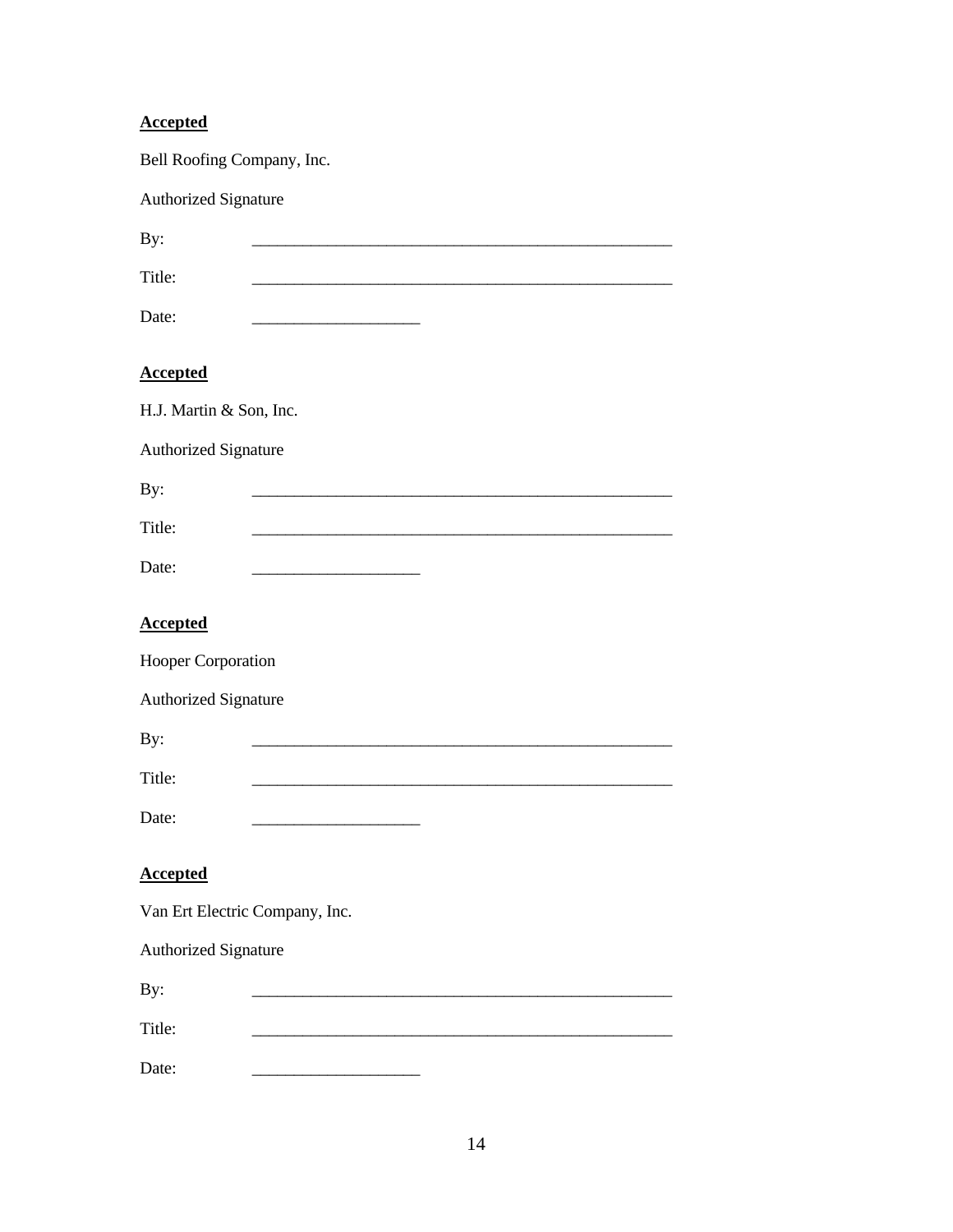**Accepted**

Bell Roofing Company, Inc.

Authorized Signature

By: ____________________________________________________

Title: ____________________________________________________

Date: ____________________

**Accepted**

H.J. Martin & Son, Inc.

Authorized Signature

By: ____________________________________________________

Title: ____________________________________________________

Date: ____________________

**Accepted**

Hooper Corporation

Authorized Signature

By: ____________________________________________________

Title: ____________________________________________________

Date: ____________________

**Accepted**

Van Ert Electric Company, Inc.

Authorized Signature

By: ____________________________________________________

Title: ____________________________________________________

Date: ____________________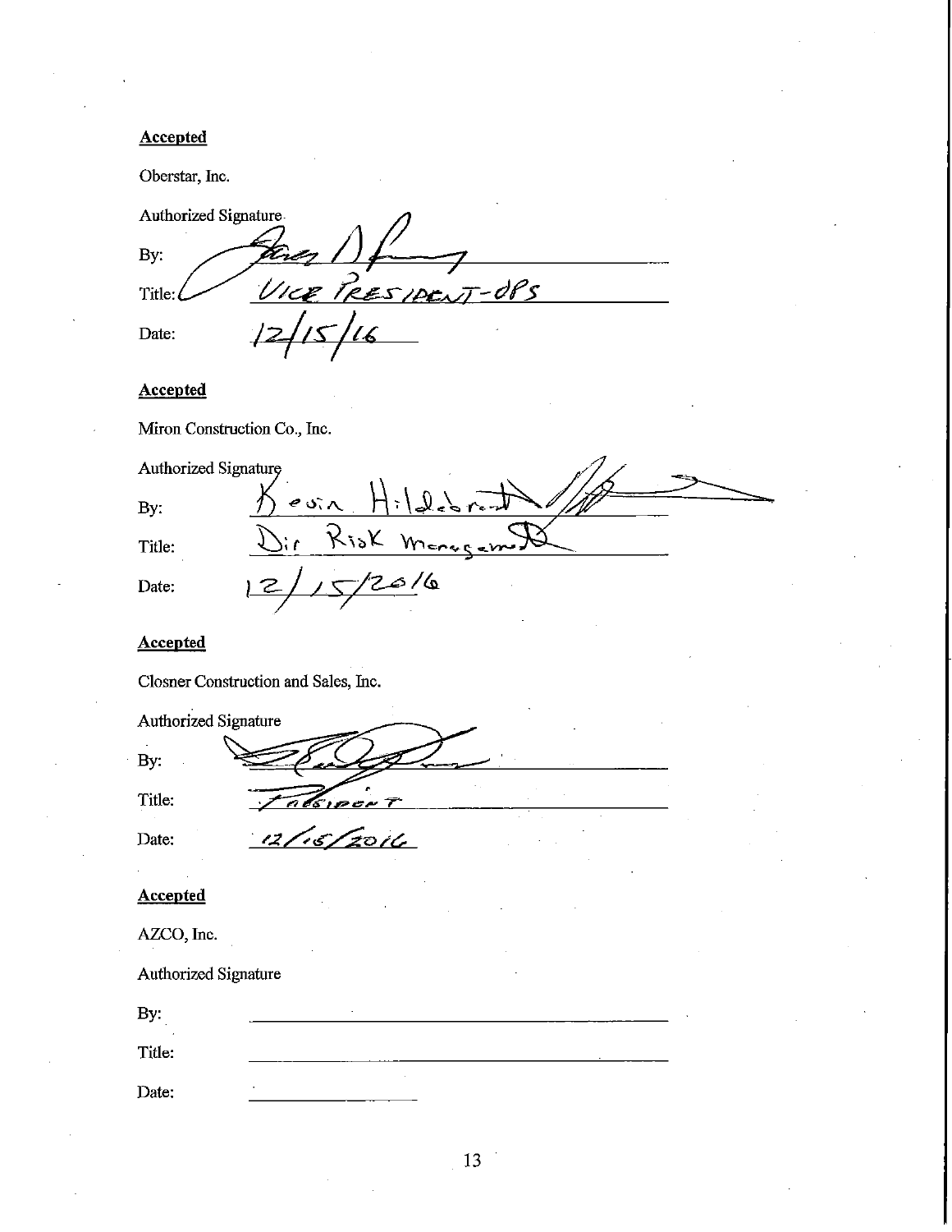**Accepted**

Oberstar, Inc.

Authorized Signature

By: [signature]

Title: Vice President-OPS

Date: 12/15/16

**Accepted**

Miron Construction Co., Inc.

Authorized Signature

By: Kevin Hildebrandt [signature]

Title: Dir Risk Management

Date: 12/15/2016

**Accepted**

Closner Construction and Sales, Inc.

Authorized Signature

By: [signature]

Title: President

Date: 12/15/2016

**Accepted**

AZCO, Inc.

Authorized Signature

By: \_\_\_\_\_\_\_\_\_\_\_\_\_\_\_\_\_\_\_\_

Title: \_\_\_\_\_\_\_\_\_\_\_\_\_\_\_\_\_\_\_\_

Date: \_\_\_\_\_\_\_\_\_\_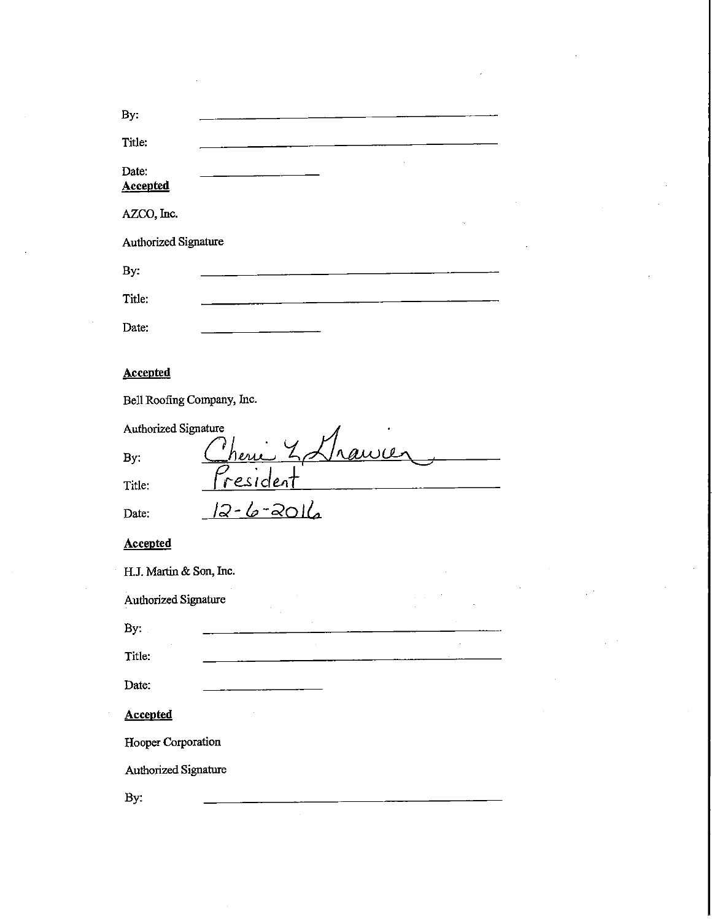By: ______________________________

Title: ______________________________

Date: ______________

**Accepted**

AZCO, Inc.

Authorized Signature

By: ______________________________

Title: ______________________________

Date: ______________

**Accepted**

Bell Roofing Company, Inc.

Authorized Signature

By: Cherie L Grawier

Title: President

Date: 12-6-2016

**Accepted**

H.J. Martin & Son, Inc.

Authorized Signature

By: ______________________________

Title: ______________________________

Date: ______________

**Accepted**

Hooper Corporation

Authorized Signature

By: ______________________________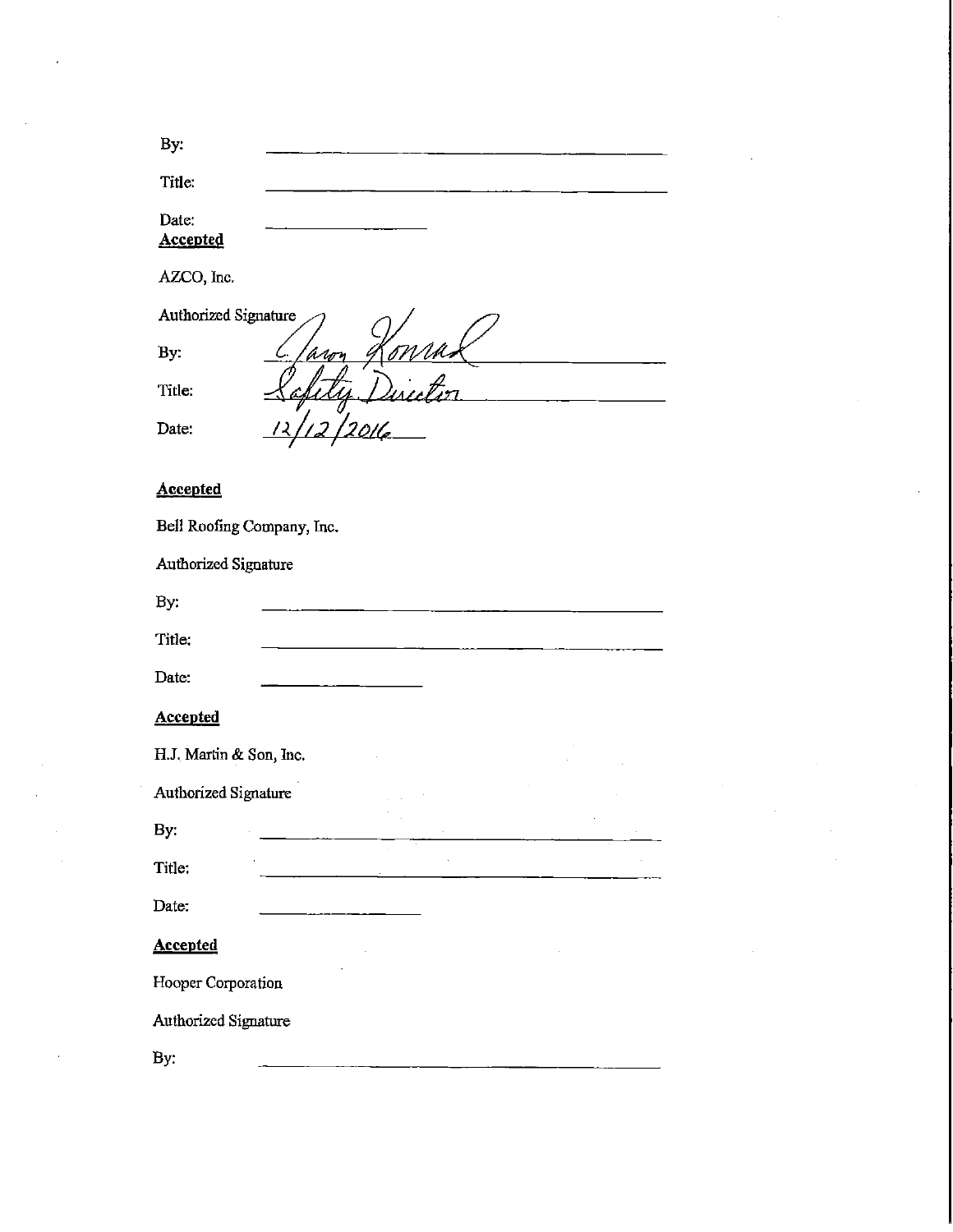By: \_\_\_\_\_\_\_\_\_\_\_\_\_\_\_\_\_\_\_\_\_\_\_\_\_\_\_\_\_\_

Title: \_\_\_\_\_\_\_\_\_\_\_\_\_\_\_\_\_\_\_\_\_\_\_\_\_\_\_\_\_\_

Date: \_\_\_\_\_\_\_\_\_\_\_\_\_\_\_

**Accepted**

AZCO, Inc.

Authorized Signature

By: C. Jason Konrad

Title: Safety Director

Date: 12/12/2016

**Accepted**

Bell Roofing Company, Inc.

Authorized Signature

By: \_\_\_\_\_\_\_\_\_\_\_\_\_\_\_\_\_\_\_\_\_\_\_\_\_\_\_\_\_\_

Title: \_\_\_\_\_\_\_\_\_\_\_\_\_\_\_\_\_\_\_\_\_\_\_\_\_\_\_\_\_\_

Date: \_\_\_\_\_\_\_\_\_\_\_\_\_\_\_

**Accepted**

H.J. Martin & Son, Inc.

Authorized Signature

By: \_\_\_\_\_\_\_\_\_\_\_\_\_\_\_\_\_\_\_\_\_\_\_\_\_\_\_\_\_\_

Title: \_\_\_\_\_\_\_\_\_\_\_\_\_\_\_\_\_\_\_\_\_\_\_\_\_\_\_\_\_\_

Date: \_\_\_\_\_\_\_\_\_\_\_\_\_\_\_

**Accepted**

Hooper Corporation

Authorized Signature

By: \_\_\_\_\_\_\_\_\_\_\_\_\_\_\_\_\_\_\_\_\_\_\_\_\_\_\_\_\_\_